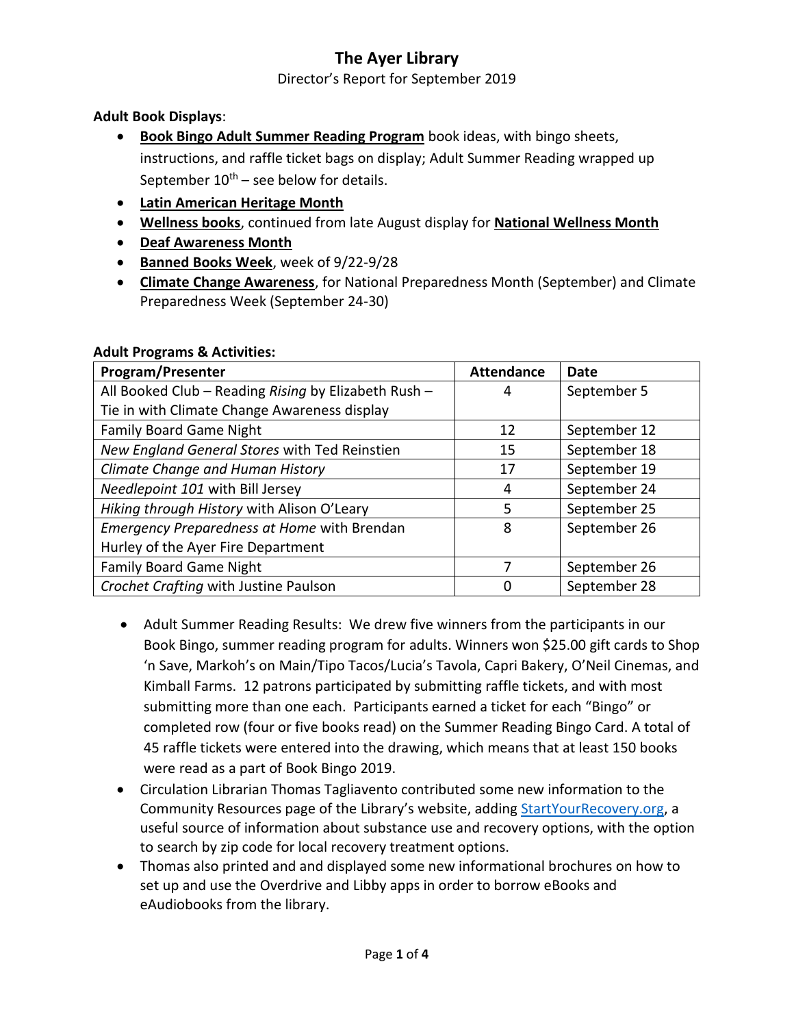# The Ayer Library

Director's Report for September 2019

**Adult Book Displays**:

- **Book Bingo Adult Summer Reading Program** book ideas, with bingo sheets, instructions, and raffle ticket bags on display; Adult Summer Reading wrapped up September 10th – see below for details.
- **Latin American Heritage Month**
- **Wellness books**, continued from late August display for **National Wellness Month**
- **Deaf Awareness Month**
- **Banned Books Week**, week of 9/22-9/28
- **Climate Change Awareness**, for National Preparedness Month (September) and Climate Preparedness Week (September 24-30)

**Adult Programs & Activities:**

| Program/Presenter | Attendance | Date |
|---|---|---|
| All Booked Club – Reading *Rising* by Elizabeth Rush – Tie in with Climate Change Awareness display | 4 | September 5 |
| Family Board Game Night | 12 | September 12 |
| *New England General Stores* with Ted Reinstien | 15 | September 18 |
| *Climate Change and Human History* | 17 | September 19 |
| *Needlepoint 101* with Bill Jersey | 4 | September 24 |
| *Hiking through History* with Alison O'Leary | 5 | September 25 |
| *Emergency Preparedness at Home* with Brendan Hurley of the Ayer Fire Department | 8 | September 26 |
| Family Board Game Night | 7 | September 26 |
| *Crochet Crafting* with Justine Paulson | 0 | September 28 |

- Adult Summer Reading Results: We drew five winners from the participants in our Book Bingo, summer reading program for adults. Winners won $25.00 gift cards to Shop 'n Save, Markoh's on Main/Tipo Tacos/Lucia's Tavola, Capri Bakery, O'Neil Cinemas, and Kimball Farms. 12 patrons participated by submitting raffle tickets, and with most submitting more than one each. Participants earned a ticket for each "Bingo" or completed row (four or five books read) on the Summer Reading Bingo Card. A total of 45 raffle tickets were entered into the drawing, which means that at least 150 books were read as a part of Book Bingo 2019.
- Circulation Librarian Thomas Tagliavento contributed some new information to the Community Resources page of the Library's website, adding StartYourRecovery.org, a useful source of information about substance use and recovery options, with the option to search by zip code for local recovery treatment options.
- Thomas also printed and and displayed some new informational brochures on how to set up and use the Overdrive and Libby apps in order to borrow eBooks and eAudiobooks from the library.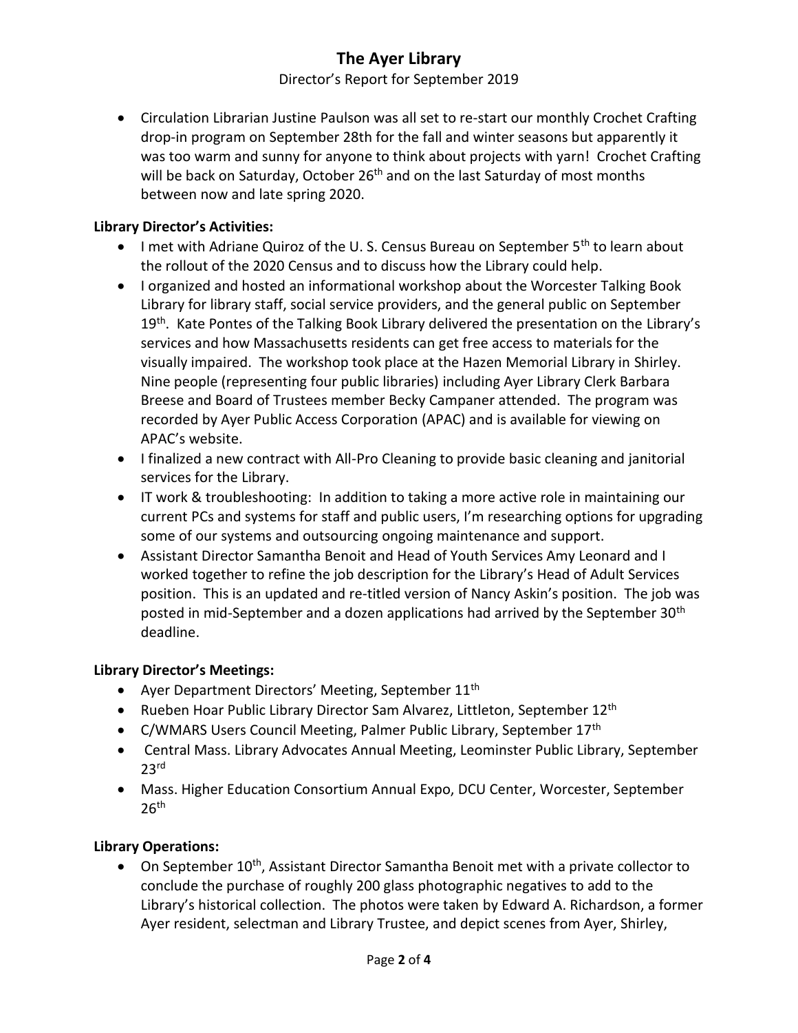- Circulation Librarian Justine Paulson was all set to re-start our monthly Crochet Crafting drop-in program on September 28th for the fall and winter seasons but apparently it was too warm and sunny for anyone to think about projects with yarn! Crochet Crafting will be back on Saturday, October 26th and on the last Saturday of most months between now and late spring 2020.

**Library Director's Activities:**

- I met with Adriane Quiroz of the U. S. Census Bureau on September 5th to learn about the rollout of the 2020 Census and to discuss how the Library could help.
- I organized and hosted an informational workshop about the Worcester Talking Book Library for library staff, social service providers, and the general public on September 19th. Kate Pontes of the Talking Book Library delivered the presentation on the Library's services and how Massachusetts residents can get free access to materials for the visually impaired. The workshop took place at the Hazen Memorial Library in Shirley. Nine people (representing four public libraries) including Ayer Library Clerk Barbara Breese and Board of Trustees member Becky Campaner attended. The program was recorded by Ayer Public Access Corporation (APAC) and is available for viewing on APAC's website.
- I finalized a new contract with All-Pro Cleaning to provide basic cleaning and janitorial services for the Library.
- IT work & troubleshooting: In addition to taking a more active role in maintaining our current PCs and systems for staff and public users, I'm researching options for upgrading some of our systems and outsourcing ongoing maintenance and support.
- Assistant Director Samantha Benoit and Head of Youth Services Amy Leonard and I worked together to refine the job description for the Library's Head of Adult Services position. This is an updated and re-titled version of Nancy Askin's position. The job was posted in mid-September and a dozen applications had arrived by the September 30th deadline.

**Library Director's Meetings:**

- Ayer Department Directors' Meeting, September 11th
- Rueben Hoar Public Library Director Sam Alvarez, Littleton, September 12th
- C/WMARS Users Council Meeting, Palmer Public Library, September 17th
- Central Mass. Library Advocates Annual Meeting, Leominster Public Library, September 23rd
- Mass. Higher Education Consortium Annual Expo, DCU Center, Worcester, September 26th

**Library Operations:**

- On September 10th, Assistant Director Samantha Benoit met with a private collector to conclude the purchase of roughly 200 glass photographic negatives to add to the Library's historical collection. The photos were taken by Edward A. Richardson, a former Ayer resident, selectman and Library Trustee, and depict scenes from Ayer, Shirley,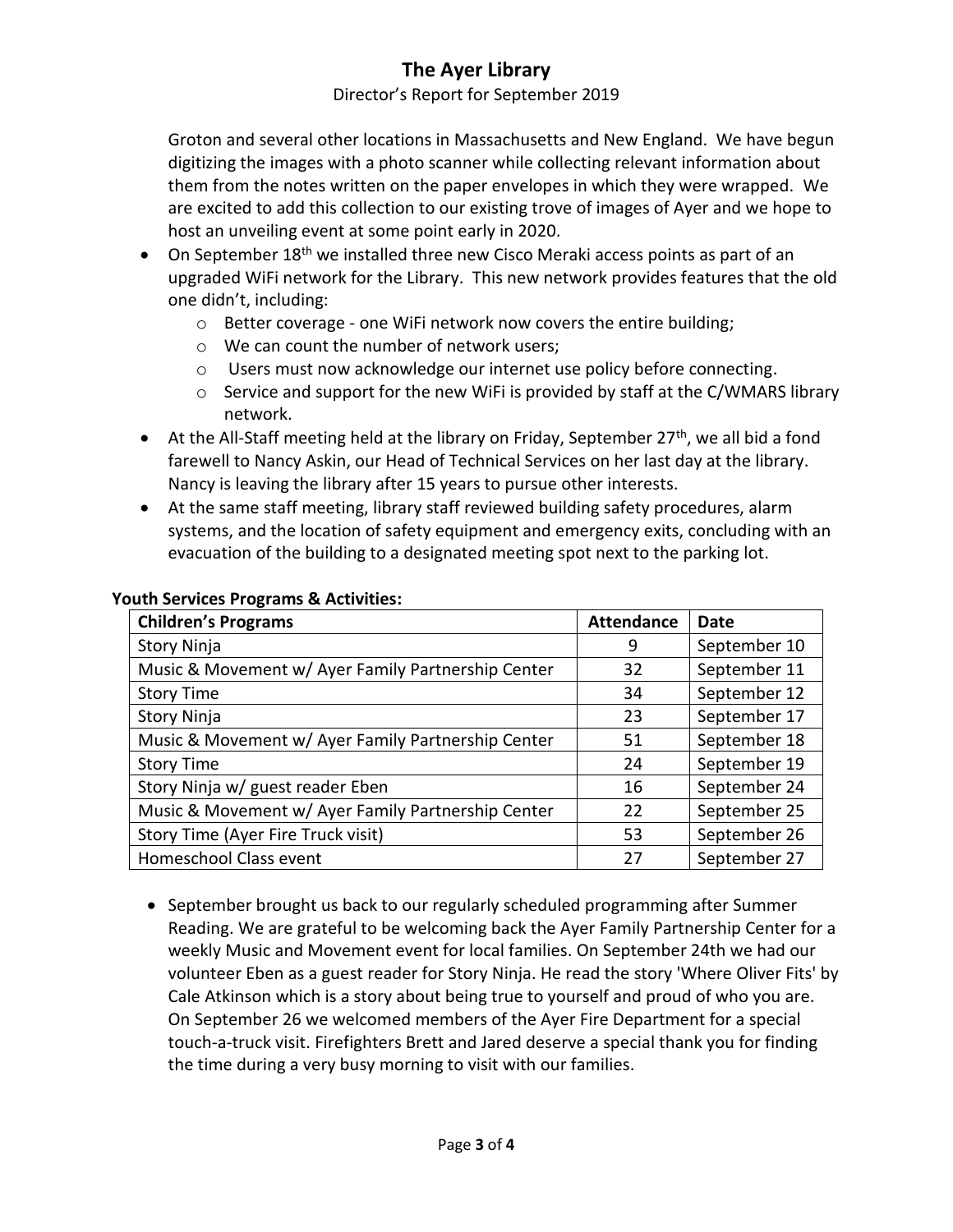Groton and several other locations in Massachusetts and New England. We have begun digitizing the images with a photo scanner while collecting relevant information about them from the notes written on the paper envelopes in which they were wrapped. We are excited to add this collection to our existing trove of images of Ayer and we hope to host an unveiling event at some point early in 2020.

- On September 18th we installed three new Cisco Meraki access points as part of an upgraded WiFi network for the Library. This new network provides features that the old one didn't, including:
  - Better coverage - one WiFi network now covers the entire building;
  - We can count the number of network users;
  - Users must now acknowledge our internet use policy before connecting.
  - Service and support for the new WiFi is provided by staff at the C/WMARS library network.
- At the All-Staff meeting held at the library on Friday, September 27th, we all bid a fond farewell to Nancy Askin, our Head of Technical Services on her last day at the library. Nancy is leaving the library after 15 years to pursue other interests.
- At the same staff meeting, library staff reviewed building safety procedures, alarm systems, and the location of safety equipment and emergency exits, concluding with an evacuation of the building to a designated meeting spot next to the parking lot.

**Youth Services Programs & Activities:**

| Children's Programs | Attendance | Date |
|---|---|---|
| Story Ninja | 9 | September 10 |
| Music & Movement w/ Ayer Family Partnership Center | 32 | September 11 |
| Story Time | 34 | September 12 |
| Story Ninja | 23 | September 17 |
| Music & Movement w/ Ayer Family Partnership Center | 51 | September 18 |
| Story Time | 24 | September 19 |
| Story Ninja w/ guest reader Eben | 16 | September 24 |
| Music & Movement w/ Ayer Family Partnership Center | 22 | September 25 |
| Story Time (Ayer Fire Truck visit) | 53 | September 26 |
| Homeschool Class event | 27 | September 27 |

- September brought us back to our regularly scheduled programming after Summer Reading. We are grateful to be welcoming back the Ayer Family Partnership Center for a weekly Music and Movement event for local families. On September 24th we had our volunteer Eben as a guest reader for Story Ninja. He read the story 'Where Oliver Fits' by Cale Atkinson which is a story about being true to yourself and proud of who you are. On September 26 we welcomed members of the Ayer Fire Department for a special touch-a-truck visit. Firefighters Brett and Jared deserve a special thank you for finding the time during a very busy morning to visit with our families.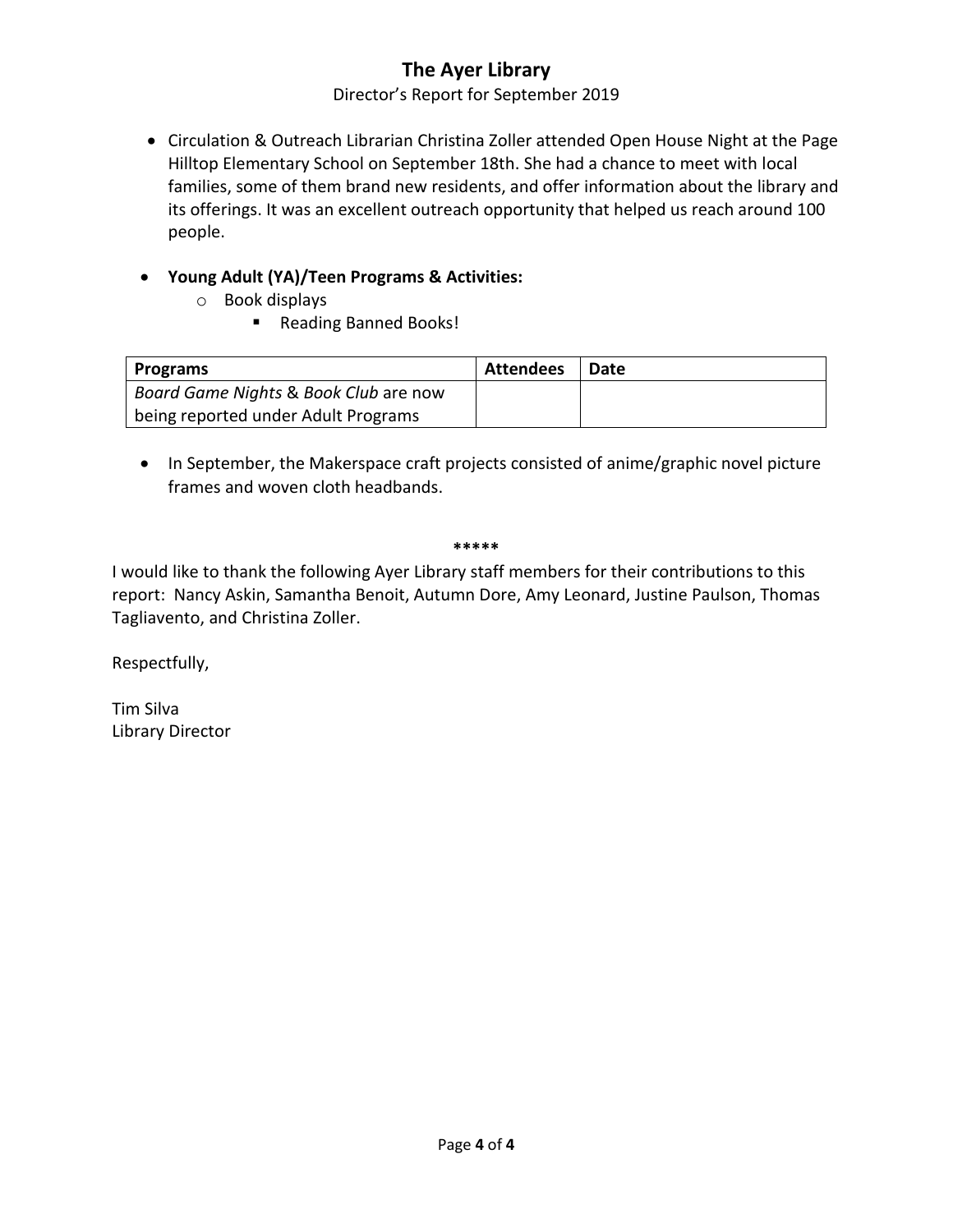# The Ayer Library

Director's Report for September 2019

- Circulation & Outreach Librarian Christina Zoller attended Open House Night at the Page Hilltop Elementary School on September 18th. She had a chance to meet with local families, some of them brand new residents, and offer information about the library and its offerings. It was an excellent outreach opportunity that helped us reach around 100 people.

- **Young Adult (YA)/Teen Programs & Activities:**
  - Book displays
    - Reading Banned Books!

| Programs | Attendees | Date |
|---|---|---|
| *Board Game Nights* & *Book Club* are now being reported under Adult Programs | | |

- In September, the Makerspace craft projects consisted of anime/graphic novel picture frames and woven cloth headbands.

*****

I would like to thank the following Ayer Library staff members for their contributions to this report: Nancy Askin, Samantha Benoit, Autumn Dore, Amy Leonard, Justine Paulson, Thomas Tagliavento, and Christina Zoller.

Respectfully,

Tim Silva
Library Director